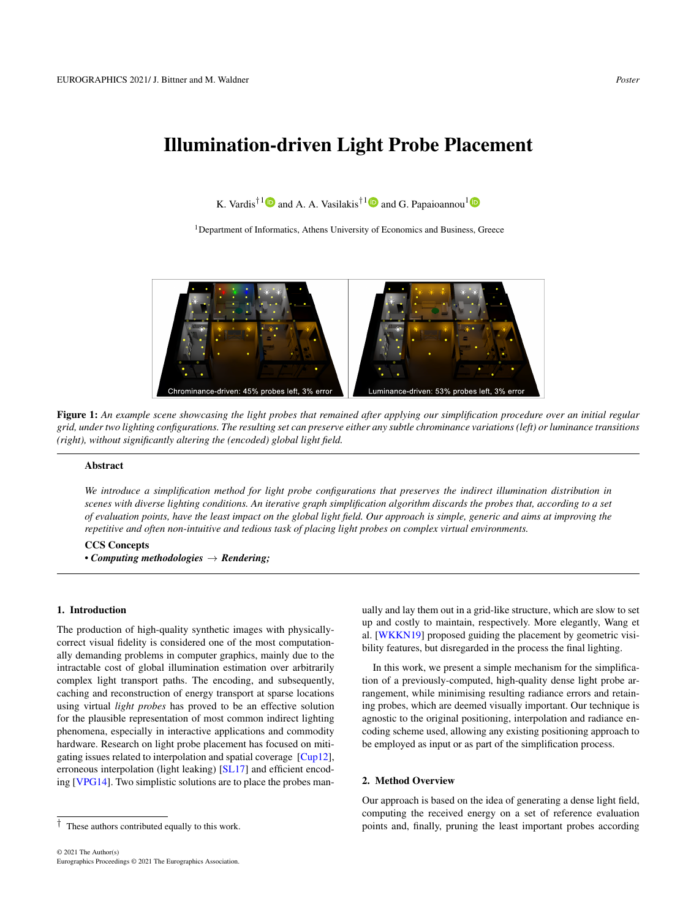# Illumination-driven Light Probe Placement

K. Vardis[†1] and A. A. Vasilakis[†1] and G. Papaioannou[1]

[1]Department of Informatics, Athens University of Economics and Business, Greece

**Figure 1:** *An example scene showcasing the light probes that remained after applying our simplification procedure over an initial regular grid, under two lighting configurations. The resulting set can preserve either any subtle chrominance variations (left) or luminance transitions (right), without significantly altering the (encoded) global light field.*

### Abstract

*We introduce a simplification method for light probe configurations that preserves the indirect illumination distribution in scenes with diverse lighting conditions. An iterative graph simplification algorithm discards the probes that, according to a set of evaluation points, have the least impact on the global light field. Our approach is simple, generic and aims at improving the repetitive and often non-intuitive and tedious task of placing light probes on complex virtual environments.*

**CCS Concepts**

• ***Computing methodologies*** → ***Rendering;***

## 1. Introduction

The production of high-quality synthetic images with physically-correct visual fidelity is considered one of the most computationally demanding problems in computer graphics, mainly due to the intractable cost of global illumination estimation over arbitrarily complex light transport paths. The encoding, and subsequently, caching and reconstruction of energy transport at sparse locations using virtual *light probes* has proved to be an effective solution for the plausible representation of most common indirect lighting phenomena, especially in interactive applications and commodity hardware. Research on light probe placement has focused on mitigating issues related to interpolation and spatial coverage [Cup12], erroneous interpolation (light leaking) [SL17] and efficient encoding [VPG14]. Two simplistic solutions are to place the probes manually and lay them out in a grid-like structure, which are slow to set up and costly to maintain, respectively. More elegantly, Wang et al. [WKKN19] proposed guiding the placement by geometric visibility features, but disregarded in the process the final lighting.

In this work, we present a simple mechanism for the simplification of a previously-computed, high-quality dense light probe arrangement, while minimising resulting radiance errors and retaining probes, which are deemed visually important. Our technique is agnostic to the original positioning, interpolation and radiance encoding scheme used, allowing any existing positioning approach to be employed as input or as part of the simplification process.

## 2. Method Overview

Our approach is based on the idea of generating a dense light field, computing the received energy on a set of reference evaluation points and, finally, pruning the least important probes according

[†] These authors contributed equally to this work.

© 2021 The Author(s)
Eurographics Proceedings © 2021 The Eurographics Association.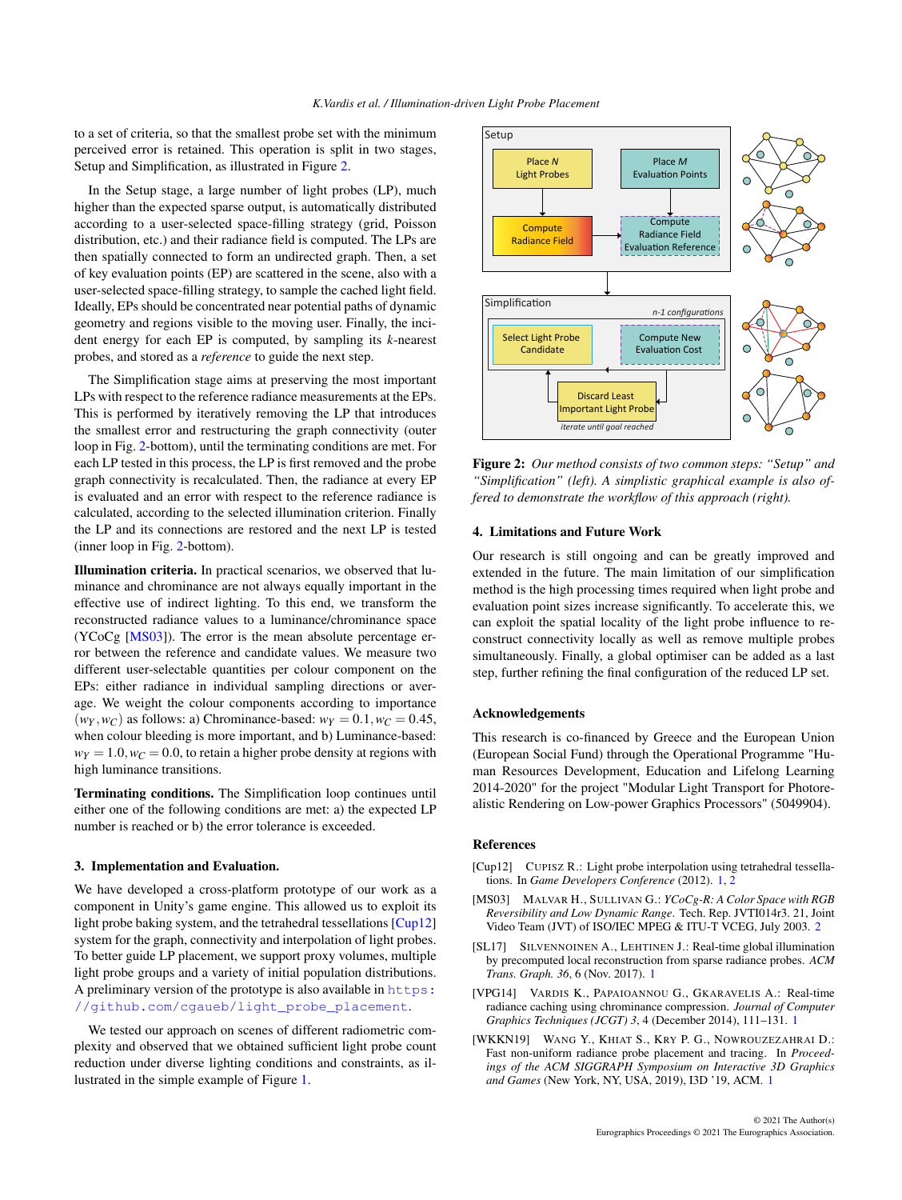to a set of criteria, so that the smallest probe set with the minimum perceived error is retained. This operation is split in two stages, Setup and Simplification, as illustrated in Figure 2.

In the Setup stage, a large number of light probes (LP), much higher than the expected sparse output, is automatically distributed according to a user-selected space-filling strategy (grid, Poisson distribution, etc.) and their radiance field is computed. The LPs are then spatially connected to form an undirected graph. Then, a set of key evaluation points (EP) are scattered in the scene, also with a user-selected space-filling strategy, to sample the cached light field. Ideally, EPs should be concentrated near potential paths of dynamic geometry and regions visible to the moving user. Finally, the incident energy for each EP is computed, by sampling its $k$-nearest probes, and stored as a *reference* to guide the next step.

The Simplification stage aims at preserving the most important LPs with respect to the reference radiance measurements at the EPs. This is performed by iteratively removing the LP that introduces the smallest error and restructuring the graph connectivity (outer loop in Fig. 2-bottom), until the terminating conditions are met. For each LP tested in this process, the LP is first removed and the probe graph connectivity is recalculated. Then, the radiance at every EP is evaluated and an error with respect to the reference radiance is calculated, according to the selected illumination criterion. Finally the LP and its connections are restored and the next LP is tested (inner loop in Fig. 2-bottom).

**Illumination criteria.** In practical scenarios, we observed that luminance and chrominance are not always equally important in the effective use of indirect lighting. To this end, we transform the reconstructed radiance values to a luminance/chrominance space (YCoCg [MS03]). The error is the mean absolute percentage error between the reference and candidate values. We measure two different user-selectable quantities per colour component on the EPs: either radiance in individual sampling directions or average. We weight the colour components according to importance $(w_Y, w_C)$ as follows: a) Chrominance-based: $w_Y = 0.1, w_C = 0.45$, when colour bleeding is more important, and b) Luminance-based: $w_Y = 1.0, w_C = 0.0$, to retain a higher probe density at regions with high luminance transitions.

**Terminating conditions.** The Simplification loop continues until either one of the following conditions are met: a) the expected LP number is reached or b) the error tolerance is exceeded.

## 3. Implementation and Evaluation.

We have developed a cross-platform prototype of our work as a component in Unity's game engine. This allowed us to exploit its light probe baking system, and the tetrahedral tessellations [Cup12] system for the graph, connectivity and interpolation of light probes. To better guide LP placement, we support proxy volumes, multiple light probe groups and a variety of initial population distributions. A preliminary version of the prototype is also available in https://github.com/cgaueb/light_probe_placement.

We tested our approach on scenes of different radiometric complexity and observed that we obtained sufficient light probe count reduction under diverse lighting conditions and constraints, as illustrated in the simple example of Figure 1.

Setup

Place $N$ Light Probes

Place $M$ Evaluation Points

Compute Radiance Field

Compute Radiance Field Evaluation Reference

Simplification

*n-1 configurations*

Select Light Probe Candidate

Compute New Evaluation Cost

Discard Least Important Light Probe

*iterate until goal reached*

**Figure 2:** *Our method consists of two common steps: "Setup" and "Simplification" (left). A simplistic graphical example is also offered to demonstrate the workflow of this approach (right).*

## 4. Limitations and Future Work

Our research is still ongoing and can be greatly improved and extended in the future. The main limitation of our simplification method is the high processing times required when light probe and evaluation point sizes increase significantly. To accelerate this, we can exploit the spatial locality of the light probe influence to reconstruct connectivity locally as well as remove multiple probes simultaneously. Finally, a global optimiser can be added as a last step, further refining the final configuration of the reduced LP set.

## Acknowledgements

This research is co-financed by Greece and the European Union (European Social Fund) through the Operational Programme "Human Resources Development, Education and Lifelong Learning 2014-2020" for the project "Modular Light Transport for Photorealistic Rendering on Low-power Graphics Processors" (5049904).

## References

[Cup12] CUPISZ R.: Light probe interpolation using tetrahedral tessellations. In *Game Developers Conference* (2012). 1, 2

[MS03] MALVAR H., SULLIVAN G.: *YCoCg-R: A Color Space with RGB Reversibility and Low Dynamic Range*. Tech. Rep. JVTI014r3. 21, Joint Video Team (JVT) of ISO/IEC MPEG & ITU-T VCEG, July 2003. 2

[SL17] SILVENNOINEN A., LEHTINEN J.: Real-time global illumination by precomputed local reconstruction from sparse radiance probes. *ACM Trans. Graph. 36*, 6 (Nov. 2017). 1

[VPG14] VARDIS K., PAPAIOANNOU G., GKARAVELIS A.: Real-time radiance caching using chrominance compression. *Journal of Computer Graphics Techniques (JCGT) 3*, 4 (December 2014), 111–131. 1

[WKKN19] WANG Y., KHIAT S., KRY P. G., NOWROUZEZAHRAI D.: Fast non-uniform radiance probe placement and tracing. In *Proceedings of the ACM SIGGRAPH Symposium on Interactive 3D Graphics and Games* (New York, NY, USA, 2019), I3D '19, ACM. 1